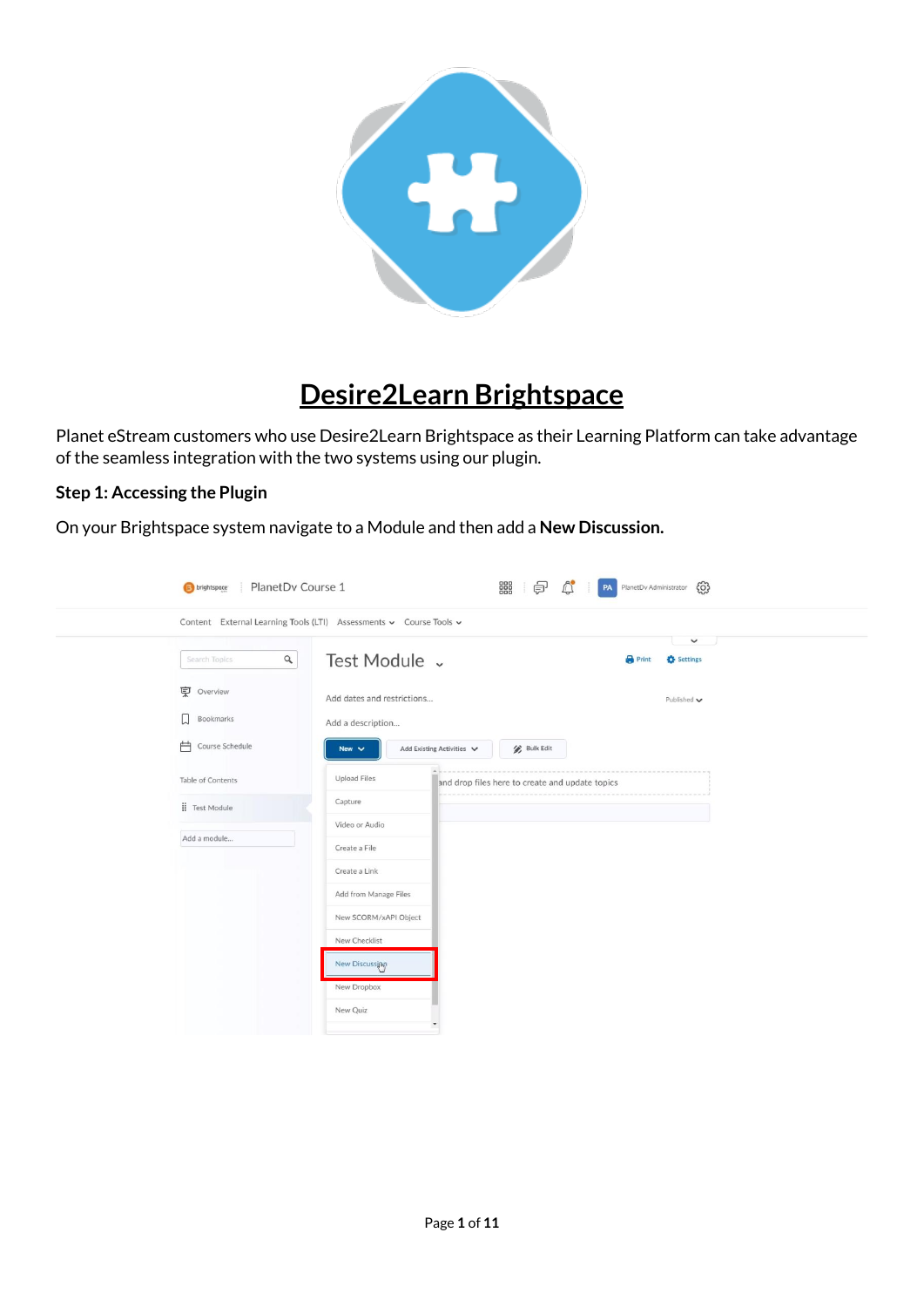# Desire2Learn Brightspace

Planet eStream customers who use Desire2Learn Brightspace as their Learning Platform can take advantage of the seamless integration with the two systems using our plugin.

**Step 1: Accessing the Plugin**

On your Brightspace system navigate to a Module and then add a **New Discussion.**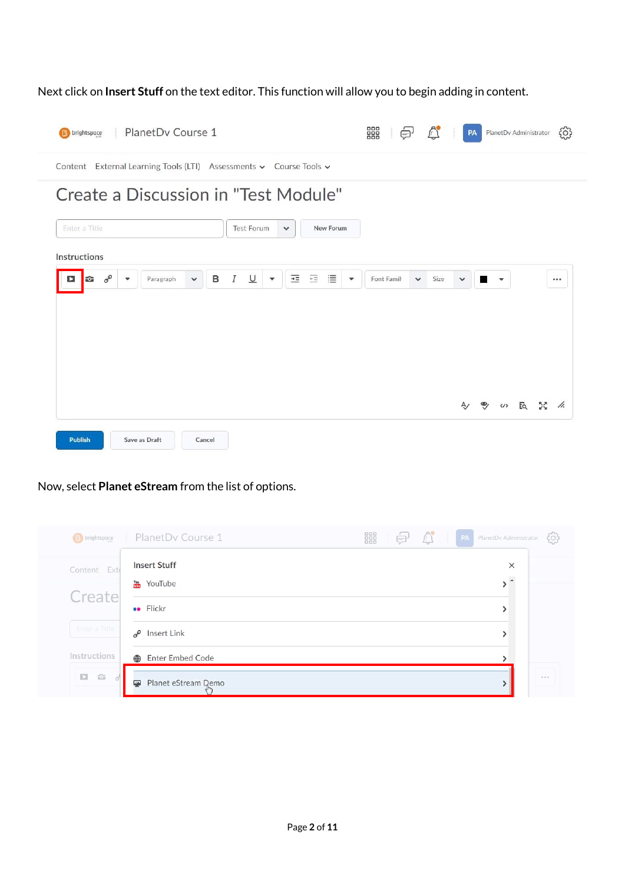Next click on **Insert Stuff** on the text editor. This function will allow you to begin adding in content.

Now, select **Planet eStream** from the list of options.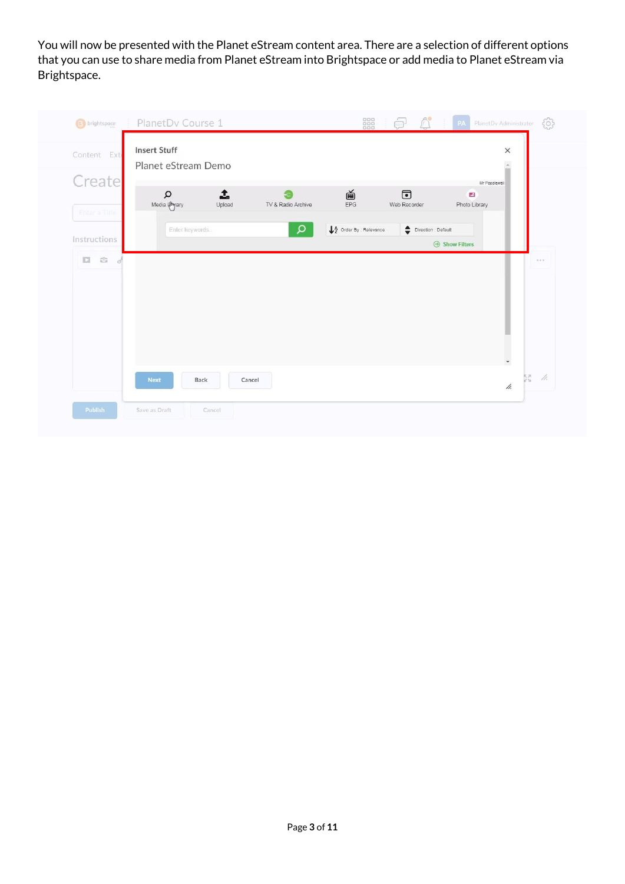You will now be presented with the Planet eStream content area. There are a selection of different options that you can use to share media from Planet eStream into Brightspace or add media to Planet eStream via Brightspace.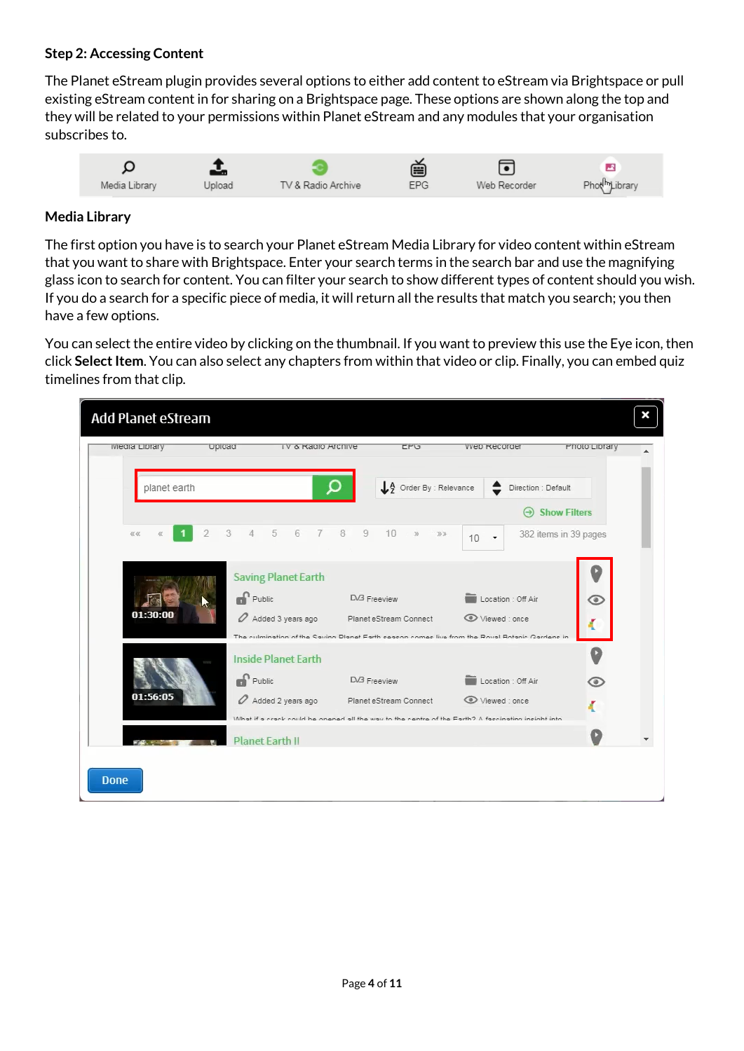### Step 2: Accessing Content

The Planet eStream plugin provides several options to either add content to eStream via Brightspace or pull existing eStream content in for sharing on a Brightspace page. These options are shown along the top and they will be related to your permissions within Planet eStream and any modules that your organisation subscribes to.

### Media Library

The first option you have is to search your Planet eStream Media Library for video content within eStream that you want to share with Brightspace. Enter your search terms in the search bar and use the magnifying glass icon to search for content. You can filter your search to show different types of content should you wish. If you do a search for a specific piece of media, it will return all the results that match you search; you then have a few options.

You can select the entire video by clicking on the thumbnail. If you want to preview this use the Eye icon, then click **Select Item**. You can also select any chapters from within that video or clip. Finally, you can embed quiz timelines from that clip.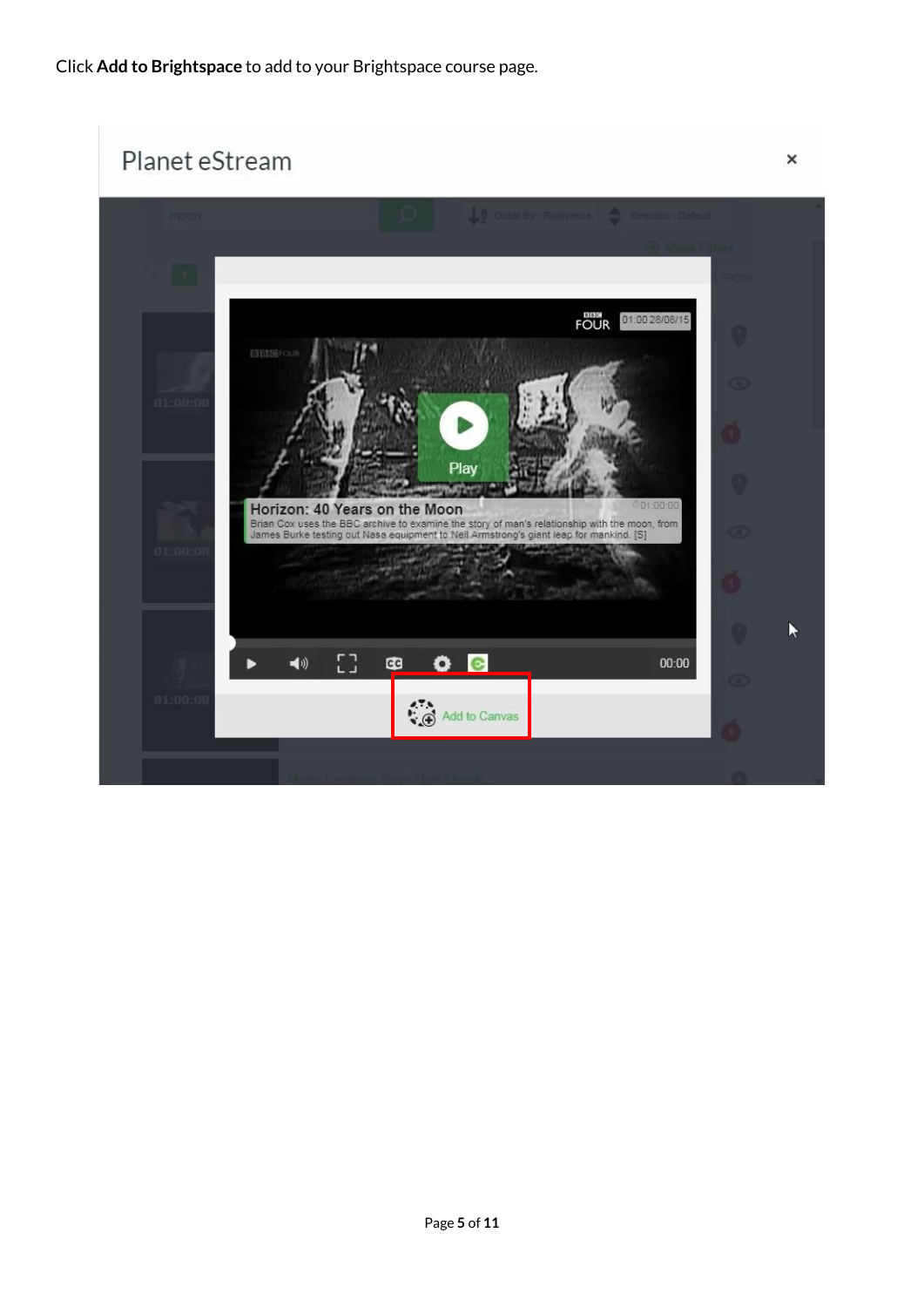Click **Add to Brightspace** to add to your Brightspace course page.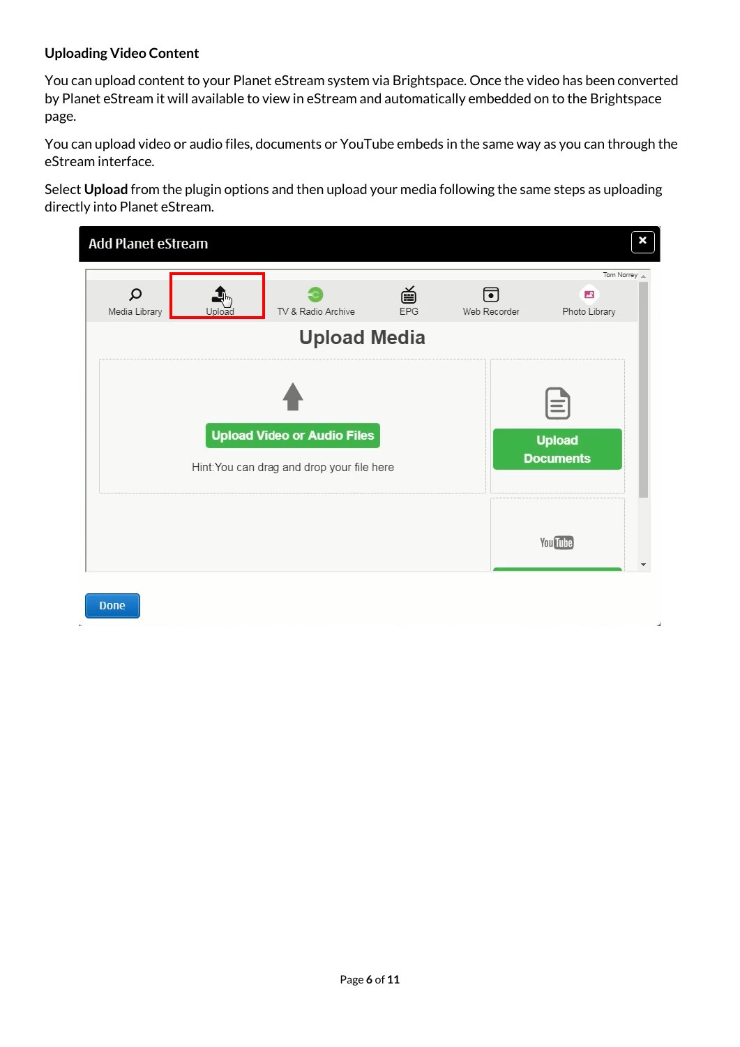**Uploading Video Content**

You can upload content to your Planet eStream system via Brightspace. Once the video has been converted by Planet eStream it will available to view in eStream and automatically embedded on to the Brightspace page.

You can upload video or audio files, documents or YouTube embeds in the same way as you can through the eStream interface.

Select **Upload** from the plugin options and then upload your media following the same steps as uploading directly into Planet eStream.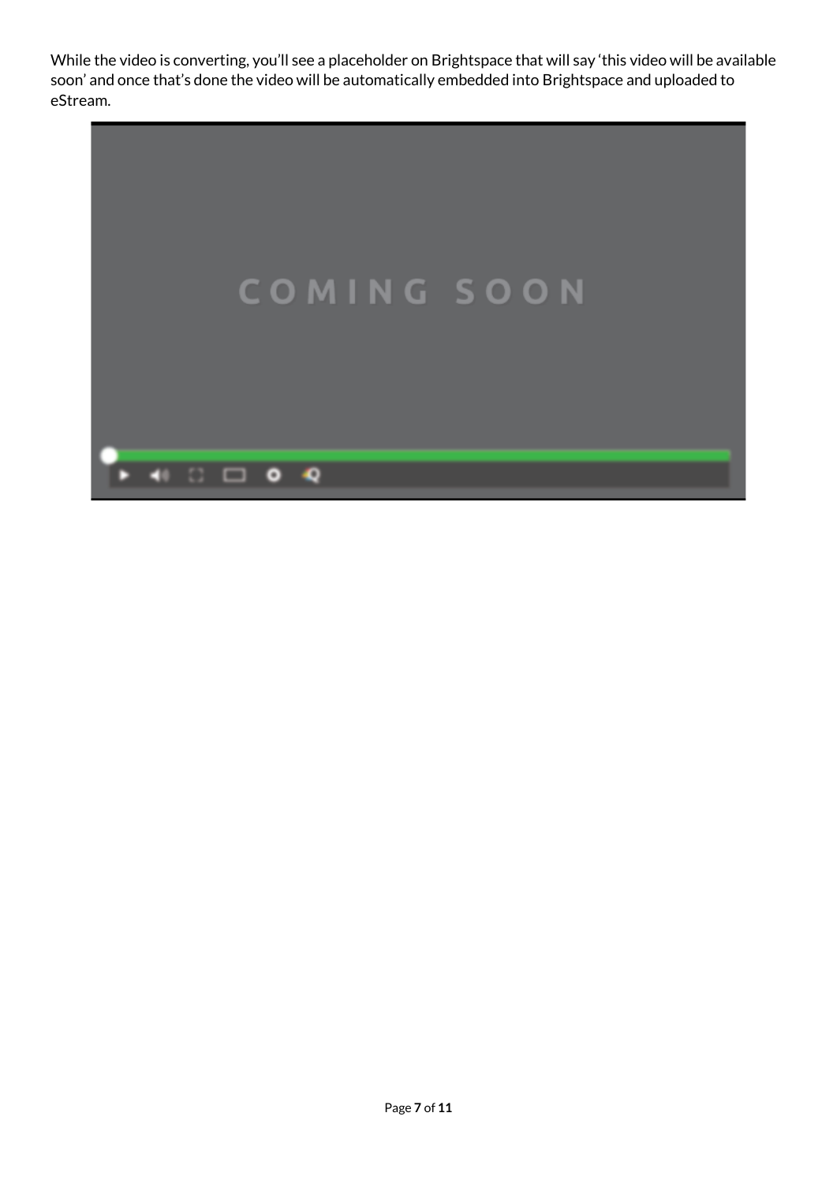While the video is converting, you'll see a placeholder on Brightspace that will say 'this video will be available soon' and once that's done the video will be automatically embedded into Brightspace and uploaded to eStream.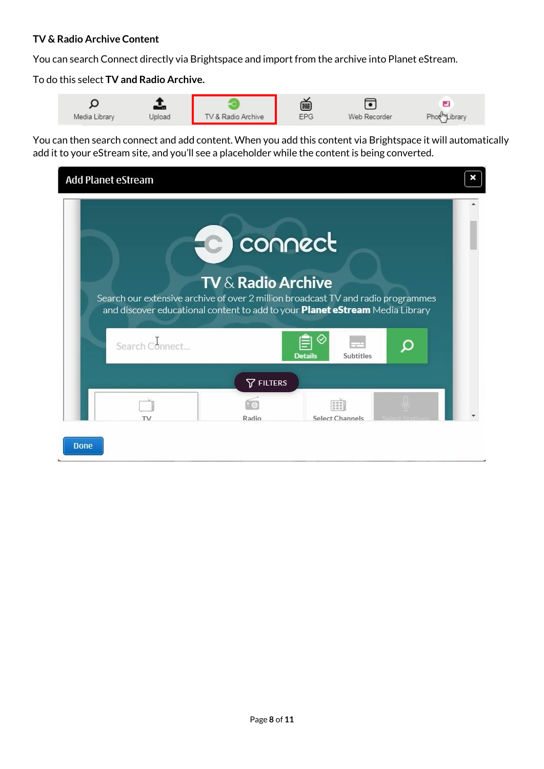**TV & Radio Archive Content**

You can search Connect directly via Brightspace and import from the archive into Planet eStream.

To do this select **TV and Radio Archive.**

You can then search connect and add content. When you add this content via Brightspace it will automatically add it to your eStream site, and you'll see a placeholder while the content is being converted.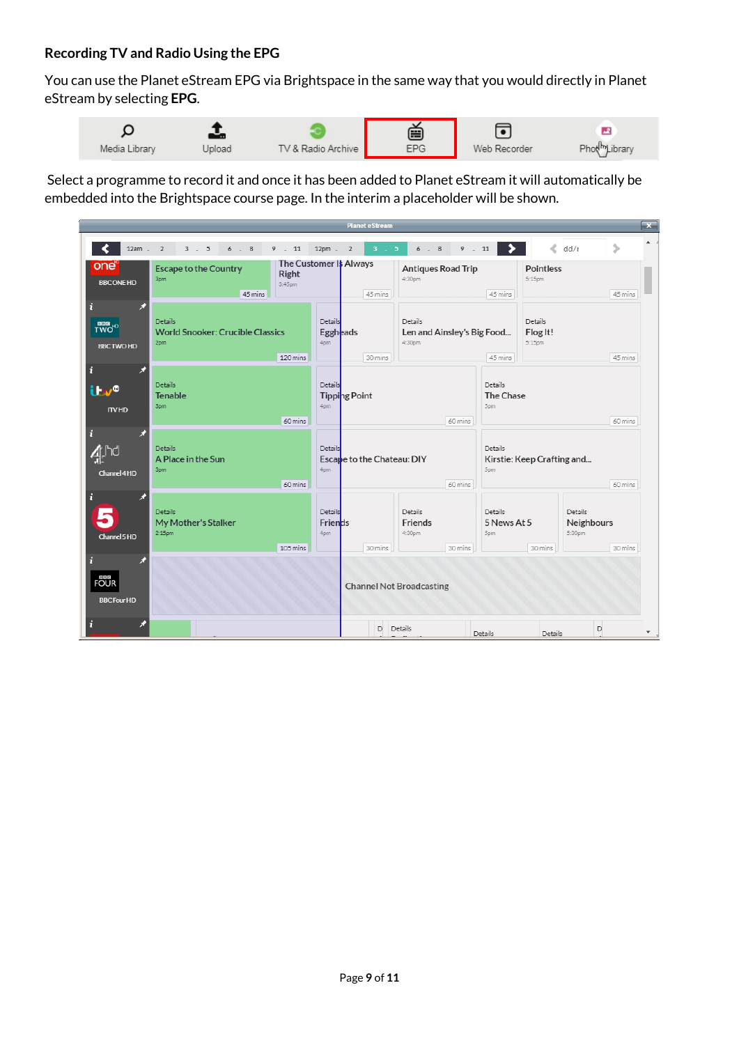### Recording TV and Radio Using the EPG

You can use the Planet eStream EPG via Brightspace in the same way that you would directly in Planet eStream by selecting **EPG**.

Select a programme to record it and once it has been added to Planet eStream it will automatically be embedded into the Brightspace course page. In the interim a placeholder will be shown.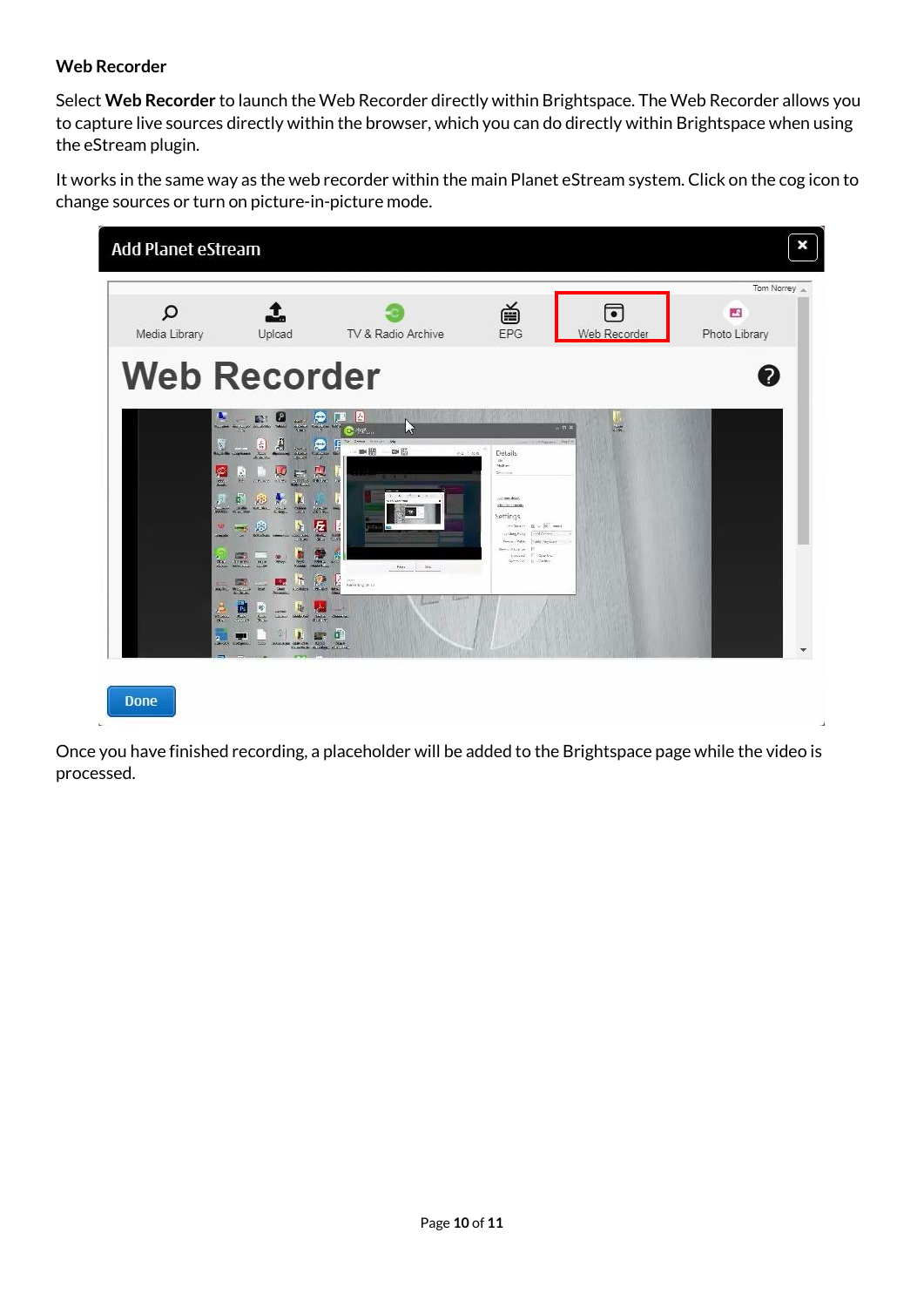**Web Recorder**

Select **Web Recorder** to launch the Web Recorder directly within Brightspace. The Web Recorder allows you to capture live sources directly within the browser, which you can do directly within Brightspace when using the eStream plugin.

It works in the same way as the web recorder within the main Planet eStream system. Click on the cog icon to change sources or turn on picture-in-picture mode.

Once you have finished recording, a placeholder will be added to the Brightspace page while the video is processed.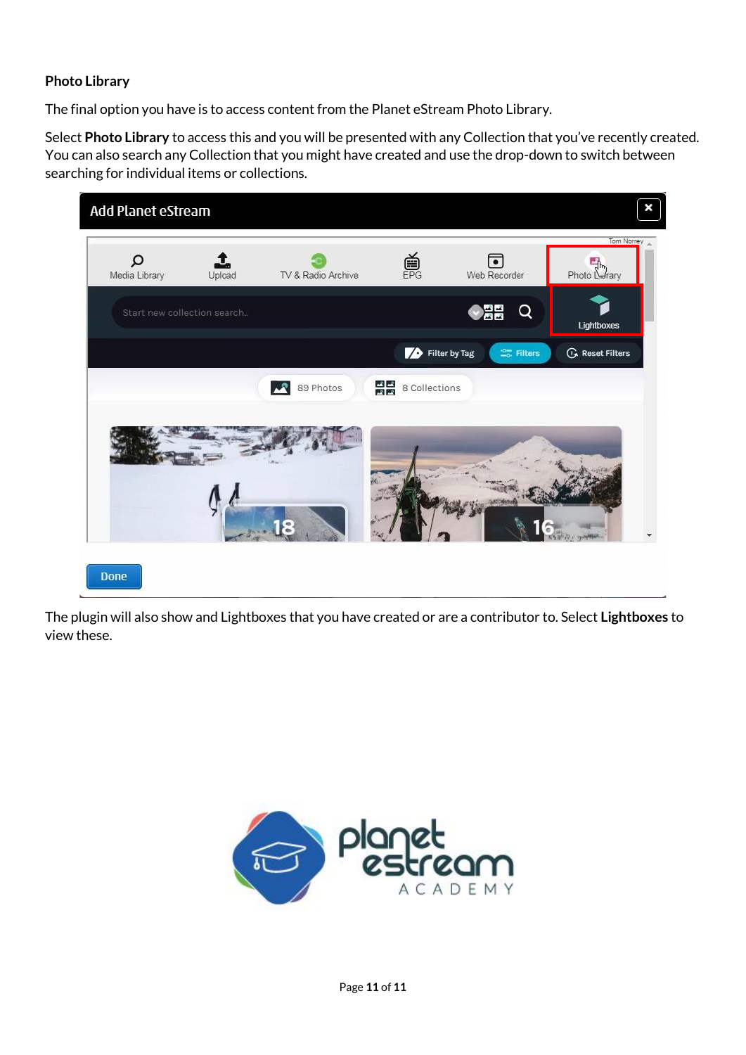**Photo Library**

The final option you have is to access content from the Planet eStream Photo Library.

Select **Photo Library** to access this and you will be presented with any Collection that you've recently created. You can also search any Collection that you might have created and use the drop-down to switch between searching for individual items or collections.

The plugin will also show and Lightboxes that you have created or are a contributor to. Select **Lightboxes** to view these.